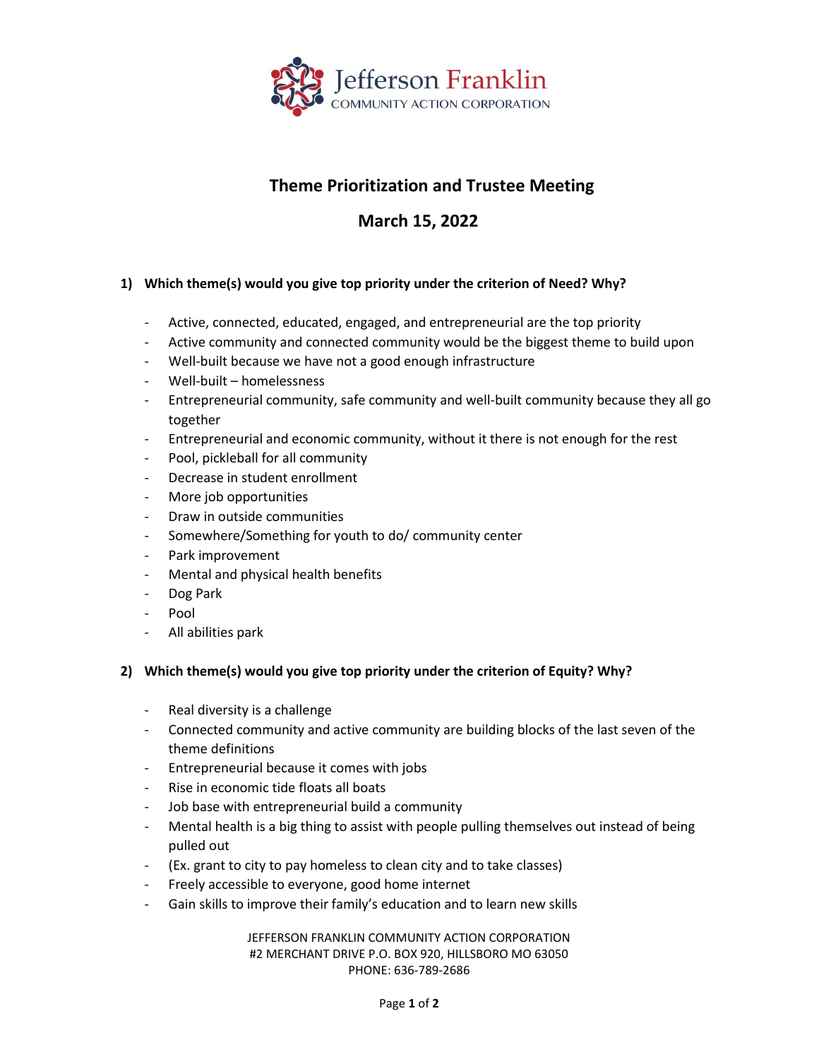Jefferson Franklin
COMMUNITY ACTION CORPORATION

# Theme Prioritization and Trustee Meeting

## March 15, 2022

### 1) Which theme(s) would you give top priority under the criterion of Need? Why?

- Active, connected, educated, engaged, and entrepreneurial are the top priority
- Active community and connected community would be the biggest theme to build upon
- Well-built because we have not a good enough infrastructure
- Well-built – homelessness
- Entrepreneurial community, safe community and well-built community because they all go together
- Entrepreneurial and economic community, without it there is not enough for the rest
- Pool, pickleball for all community
- Decrease in student enrollment
- More job opportunities
- Draw in outside communities
- Somewhere/Something for youth to do/ community center
- Park improvement
- Mental and physical health benefits
- Dog Park
- Pool
- All abilities park

### 2) Which theme(s) would you give top priority under the criterion of Equity? Why?

- Real diversity is a challenge
- Connected community and active community are building blocks of the last seven of the theme definitions
- Entrepreneurial because it comes with jobs
- Rise in economic tide floats all boats
- Job base with entrepreneurial build a community
- Mental health is a big thing to assist with people pulling themselves out instead of being pulled out
- (Ex. grant to city to pay homeless to clean city and to take classes)
- Freely accessible to everyone, good home internet
- Gain skills to improve their family's education and to learn new skills

JEFFERSON FRANKLIN COMMUNITY ACTION CORPORATION
#2 MERCHANT DRIVE P.O. BOX 920, HILLSBORO MO 63050
PHONE: 636-789-2686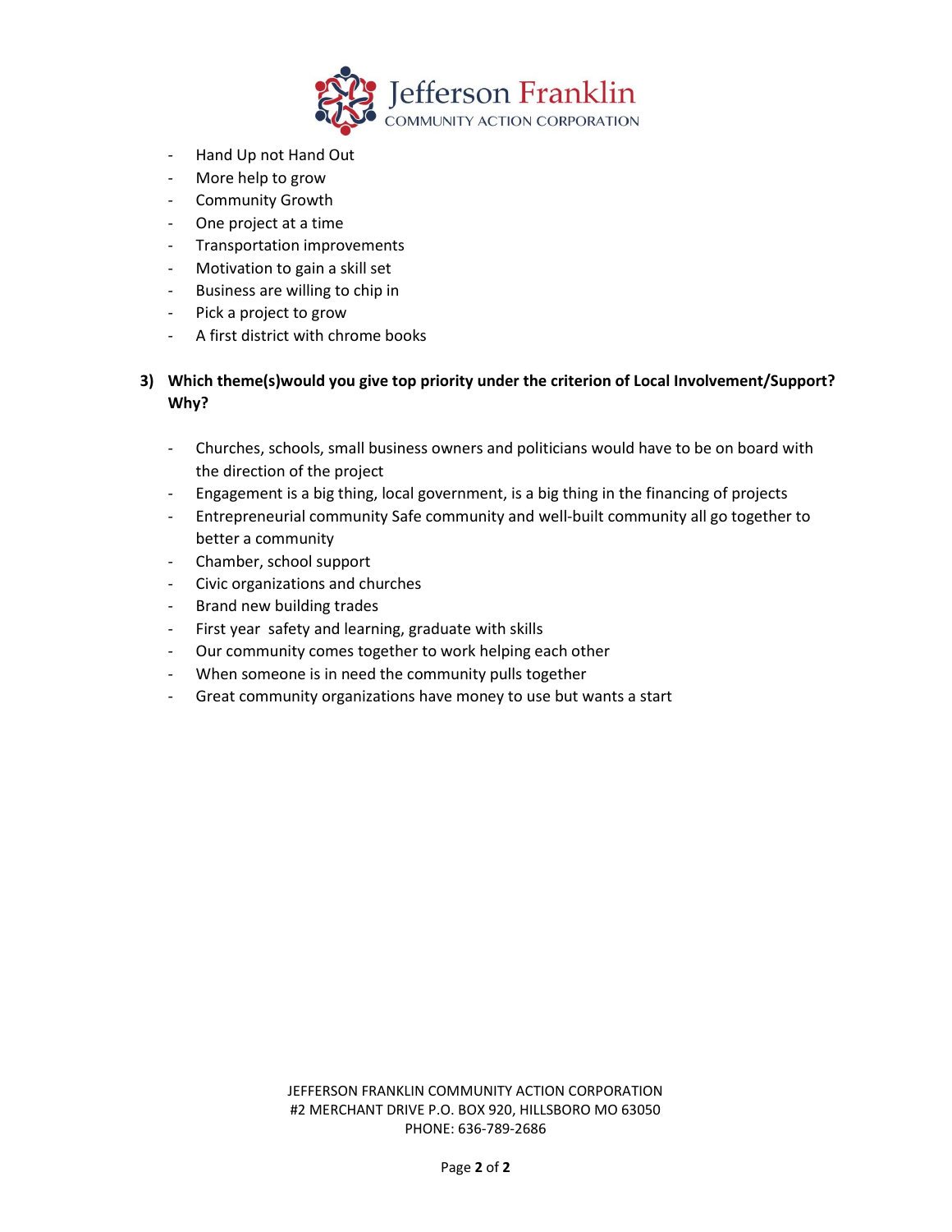- Hand Up not Hand Out
- More help to grow
- Community Growth
- One project at a time
- Transportation improvements
- Motivation to gain a skill set
- Business are willing to chip in
- Pick a project to grow
- A first district with chrome books

**3) Which theme(s)would you give top priority under the criterion of Local Involvement/Support? Why?**

- Churches, schools, small business owners and politicians would have to be on board with the direction of the project
- Engagement is a big thing, local government, is a big thing in the financing of projects
- Entrepreneurial community Safe community and well-built community all go together to better a community
- Chamber, school support
- Civic organizations and churches
- Brand new building trades
- First year safety and learning, graduate with skills
- Our community comes together to work helping each other
- When someone is in need the community pulls together
- Great community organizations have money to use but wants a start